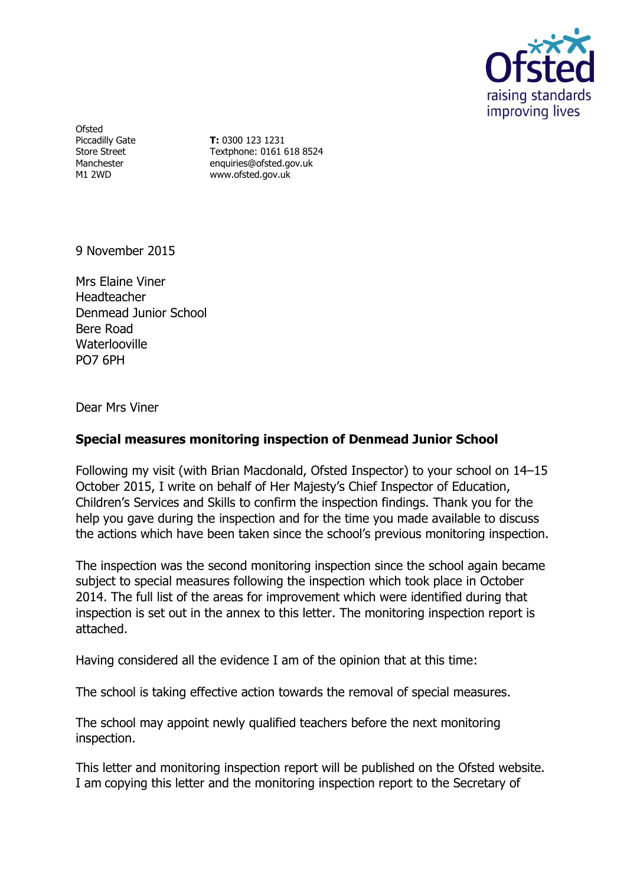Ofsted
Piccadilly Gate
Store Street
Manchester
M1 2WD

**T:** 0300 123 1231
Textphone: 0161 618 8524
enquiries@ofsted.gov.uk
www.ofsted.gov.uk

9 November 2015

Mrs Elaine Viner
Headteacher
Denmead Junior School
Bere Road
Waterlooville
PO7 6PH

Dear Mrs Viner

**Special measures monitoring inspection of Denmead Junior School**

Following my visit (with Brian Macdonald, Ofsted Inspector) to your school on 14–15 October 2015, I write on behalf of Her Majesty's Chief Inspector of Education, Children's Services and Skills to confirm the inspection findings. Thank you for the help you gave during the inspection and for the time you made available to discuss the actions which have been taken since the school's previous monitoring inspection.

The inspection was the second monitoring inspection since the school again became subject to special measures following the inspection which took place in October 2014. The full list of the areas for improvement which were identified during that inspection is set out in the annex to this letter. The monitoring inspection report is attached.

Having considered all the evidence I am of the opinion that at this time:

The school is taking effective action towards the removal of special measures.

The school may appoint newly qualified teachers before the next monitoring inspection.

This letter and monitoring inspection report will be published on the Ofsted website. I am copying this letter and the monitoring inspection report to the Secretary of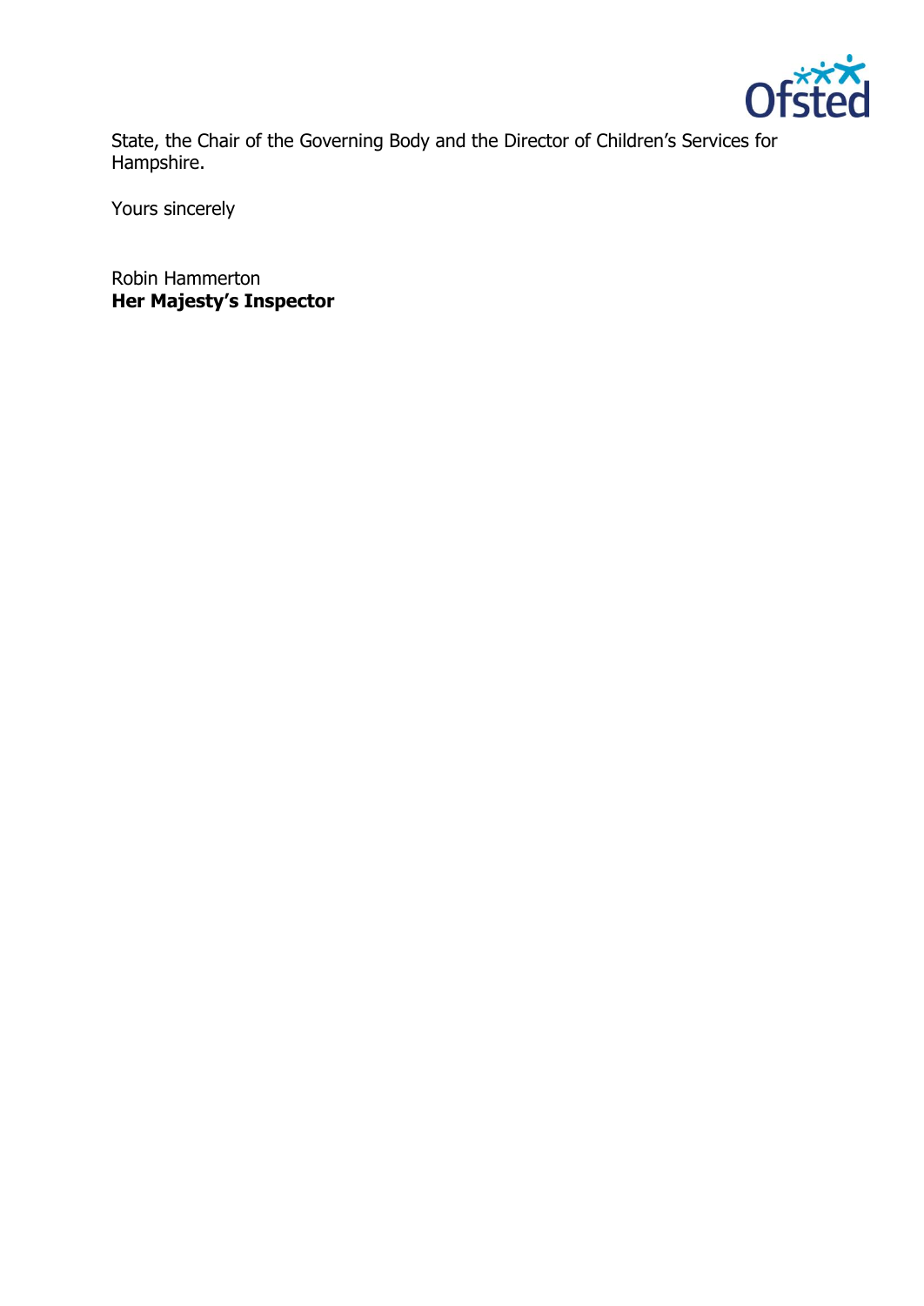State, the Chair of the Governing Body and the Director of Children's Services for Hampshire.

Yours sincerely

Robin Hammerton
**Her Majesty's Inspector**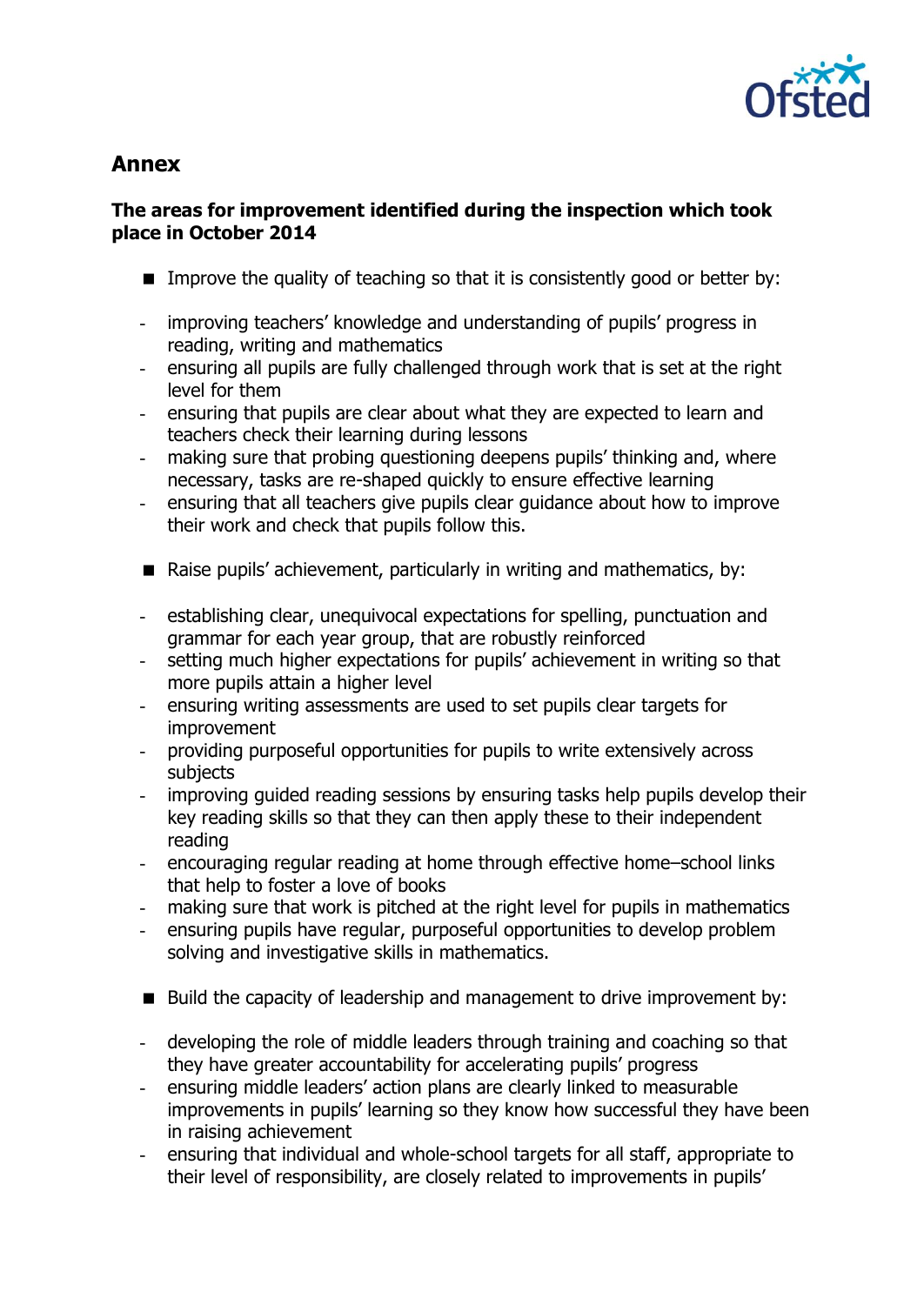## Annex

### The areas for improvement identified during the inspection which took place in October 2014

- Improve the quality of teaching so that it is consistently good or better by:
  - improving teachers' knowledge and understanding of pupils' progress in reading, writing and mathematics
  - ensuring all pupils are fully challenged through work that is set at the right level for them
  - ensuring that pupils are clear about what they are expected to learn and teachers check their learning during lessons
  - making sure that probing questioning deepens pupils' thinking and, where necessary, tasks are re-shaped quickly to ensure effective learning
  - ensuring that all teachers give pupils clear guidance about how to improve their work and check that pupils follow this.

- Raise pupils' achievement, particularly in writing and mathematics, by:
  - establishing clear, unequivocal expectations for spelling, punctuation and grammar for each year group, that are robustly reinforced
  - setting much higher expectations for pupils' achievement in writing so that more pupils attain a higher level
  - ensuring writing assessments are used to set pupils clear targets for improvement
  - providing purposeful opportunities for pupils to write extensively across subjects
  - improving guided reading sessions by ensuring tasks help pupils develop their key reading skills so that they can then apply these to their independent reading
  - encouraging regular reading at home through effective home–school links that help to foster a love of books
  - making sure that work is pitched at the right level for pupils in mathematics
  - ensuring pupils have regular, purposeful opportunities to develop problem solving and investigative skills in mathematics.

- Build the capacity of leadership and management to drive improvement by:
  - developing the role of middle leaders through training and coaching so that they have greater accountability for accelerating pupils' progress
  - ensuring middle leaders' action plans are clearly linked to measurable improvements in pupils' learning so they know how successful they have been in raising achievement
  - ensuring that individual and whole-school targets for all staff, appropriate to their level of responsibility, are closely related to improvements in pupils'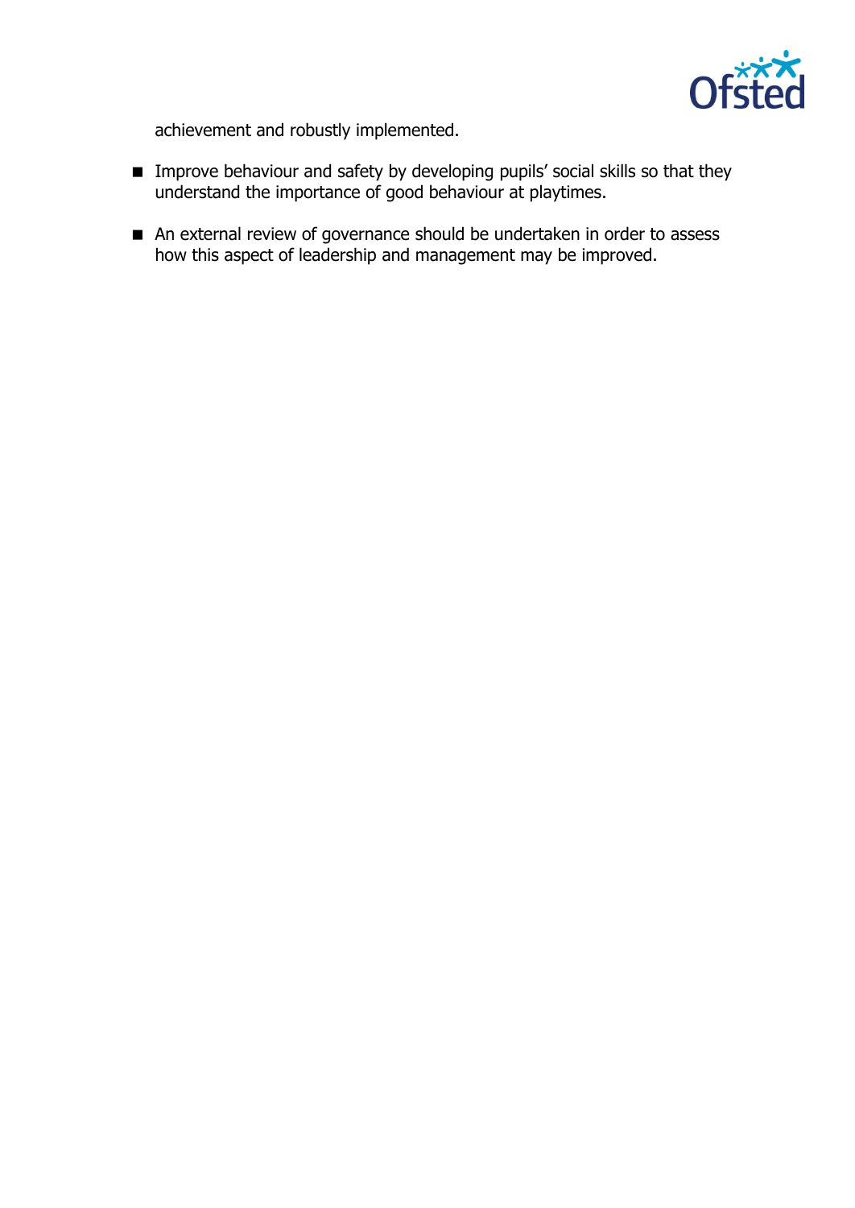achievement and robustly implemented.

- Improve behaviour and safety by developing pupils' social skills so that they understand the importance of good behaviour at playtimes.
- An external review of governance should be undertaken in order to assess how this aspect of leadership and management may be improved.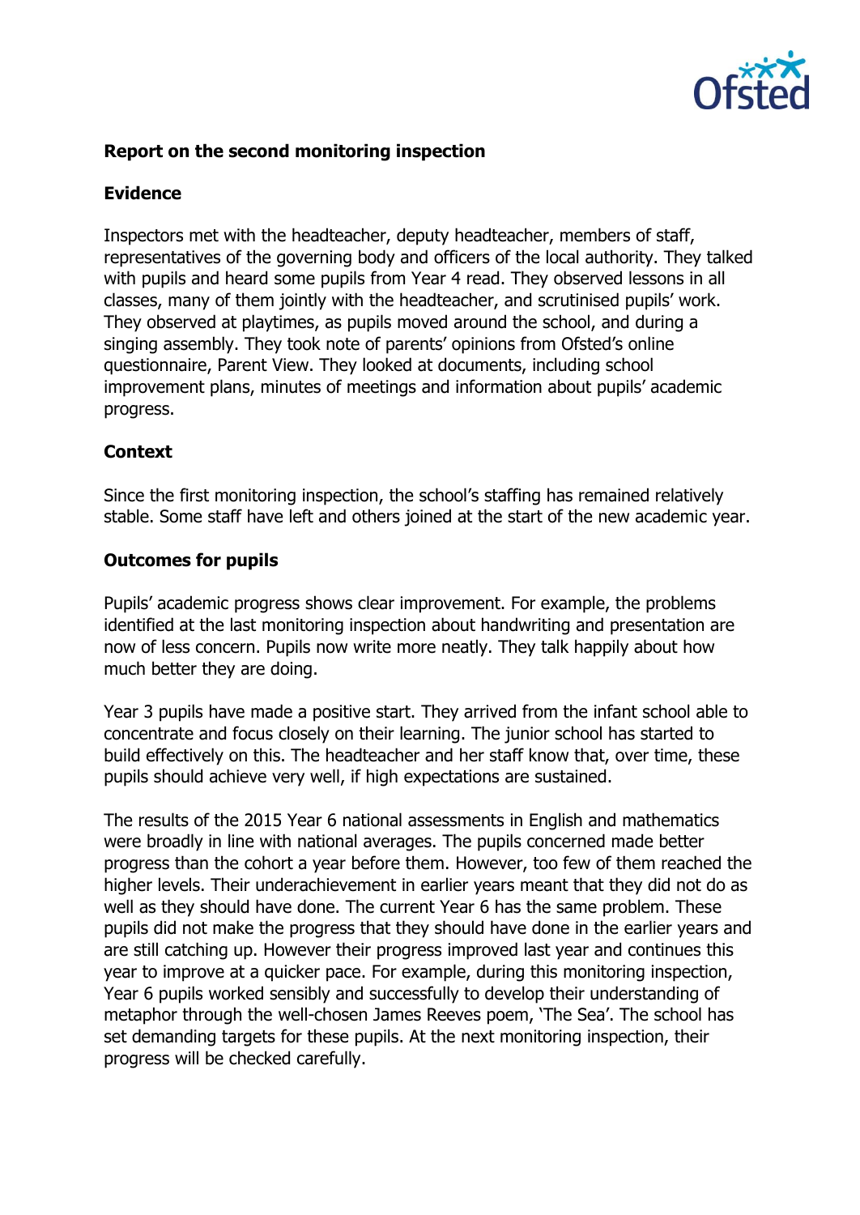## Report on the second monitoring inspection

### Evidence

Inspectors met with the headteacher, deputy headteacher, members of staff, representatives of the governing body and officers of the local authority. They talked with pupils and heard some pupils from Year 4 read. They observed lessons in all classes, many of them jointly with the headteacher, and scrutinised pupils' work. They observed at playtimes, as pupils moved around the school, and during a singing assembly. They took note of parents' opinions from Ofsted's online questionnaire, Parent View. They looked at documents, including school improvement plans, minutes of meetings and information about pupils' academic progress.

### Context

Since the first monitoring inspection, the school's staffing has remained relatively stable. Some staff have left and others joined at the start of the new academic year.

### Outcomes for pupils

Pupils' academic progress shows clear improvement. For example, the problems identified at the last monitoring inspection about handwriting and presentation are now of less concern. Pupils now write more neatly. They talk happily about how much better they are doing.

Year 3 pupils have made a positive start. They arrived from the infant school able to concentrate and focus closely on their learning. The junior school has started to build effectively on this. The headteacher and her staff know that, over time, these pupils should achieve very well, if high expectations are sustained.

The results of the 2015 Year 6 national assessments in English and mathematics were broadly in line with national averages. The pupils concerned made better progress than the cohort a year before them. However, too few of them reached the higher levels. Their underachievement in earlier years meant that they did not do as well as they should have done. The current Year 6 has the same problem. These pupils did not make the progress that they should have done in the earlier years and are still catching up. However their progress improved last year and continues this year to improve at a quicker pace. For example, during this monitoring inspection, Year 6 pupils worked sensibly and successfully to develop their understanding of metaphor through the well-chosen James Reeves poem, 'The Sea'. The school has set demanding targets for these pupils. At the next monitoring inspection, their progress will be checked carefully.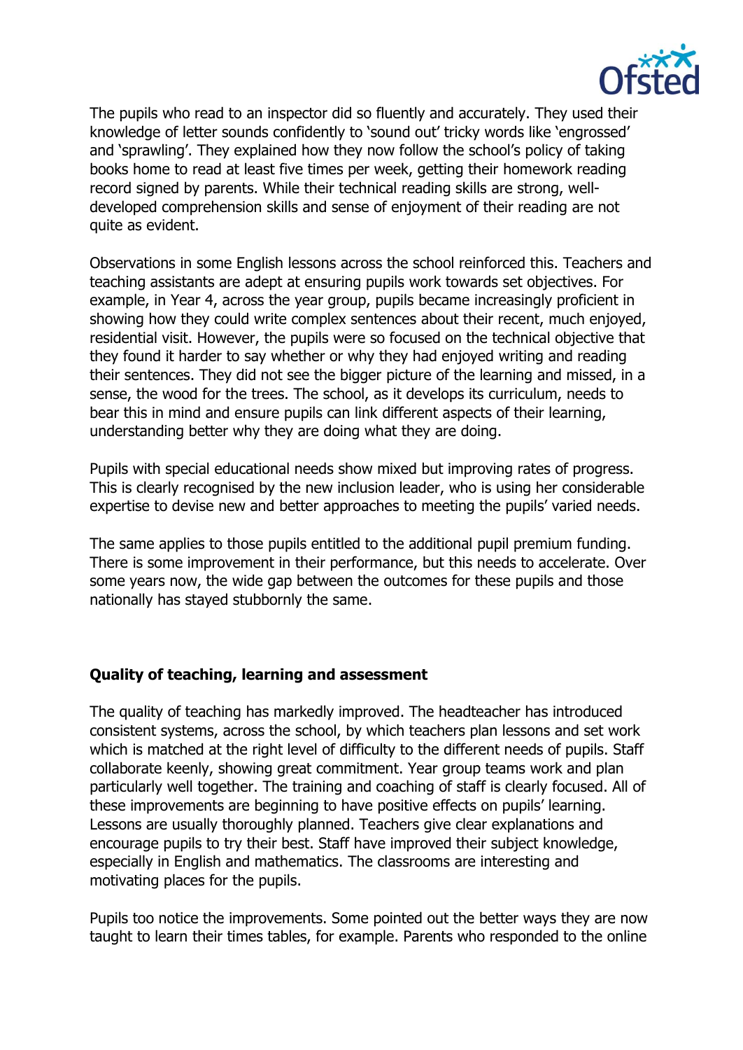The pupils who read to an inspector did so fluently and accurately. They used their knowledge of letter sounds confidently to 'sound out' tricky words like 'engrossed' and 'sprawling'. They explained how they now follow the school's policy of taking books home to read at least five times per week, getting their homework reading record signed by parents. While their technical reading skills are strong, well-developed comprehension skills and sense of enjoyment of their reading are not quite as evident.

Observations in some English lessons across the school reinforced this. Teachers and teaching assistants are adept at ensuring pupils work towards set objectives. For example, in Year 4, across the year group, pupils became increasingly proficient in showing how they could write complex sentences about their recent, much enjoyed, residential visit. However, the pupils were so focused on the technical objective that they found it harder to say whether or why they had enjoyed writing and reading their sentences. They did not see the bigger picture of the learning and missed, in a sense, the wood for the trees. The school, as it develops its curriculum, needs to bear this in mind and ensure pupils can link different aspects of their learning, understanding better why they are doing what they are doing.

Pupils with special educational needs show mixed but improving rates of progress. This is clearly recognised by the new inclusion leader, who is using her considerable expertise to devise new and better approaches to meeting the pupils' varied needs.

The same applies to those pupils entitled to the additional pupil premium funding. There is some improvement in their performance, but this needs to accelerate. Over some years now, the wide gap between the outcomes for these pupils and those nationally has stayed stubbornly the same.

## Quality of teaching, learning and assessment

The quality of teaching has markedly improved. The headteacher has introduced consistent systems, across the school, by which teachers plan lessons and set work which is matched at the right level of difficulty to the different needs of pupils. Staff collaborate keenly, showing great commitment. Year group teams work and plan particularly well together. The training and coaching of staff is clearly focused. All of these improvements are beginning to have positive effects on pupils' learning. Lessons are usually thoroughly planned. Teachers give clear explanations and encourage pupils to try their best. Staff have improved their subject knowledge, especially in English and mathematics. The classrooms are interesting and motivating places for the pupils.

Pupils too notice the improvements. Some pointed out the better ways they are now taught to learn their times tables, for example. Parents who responded to the online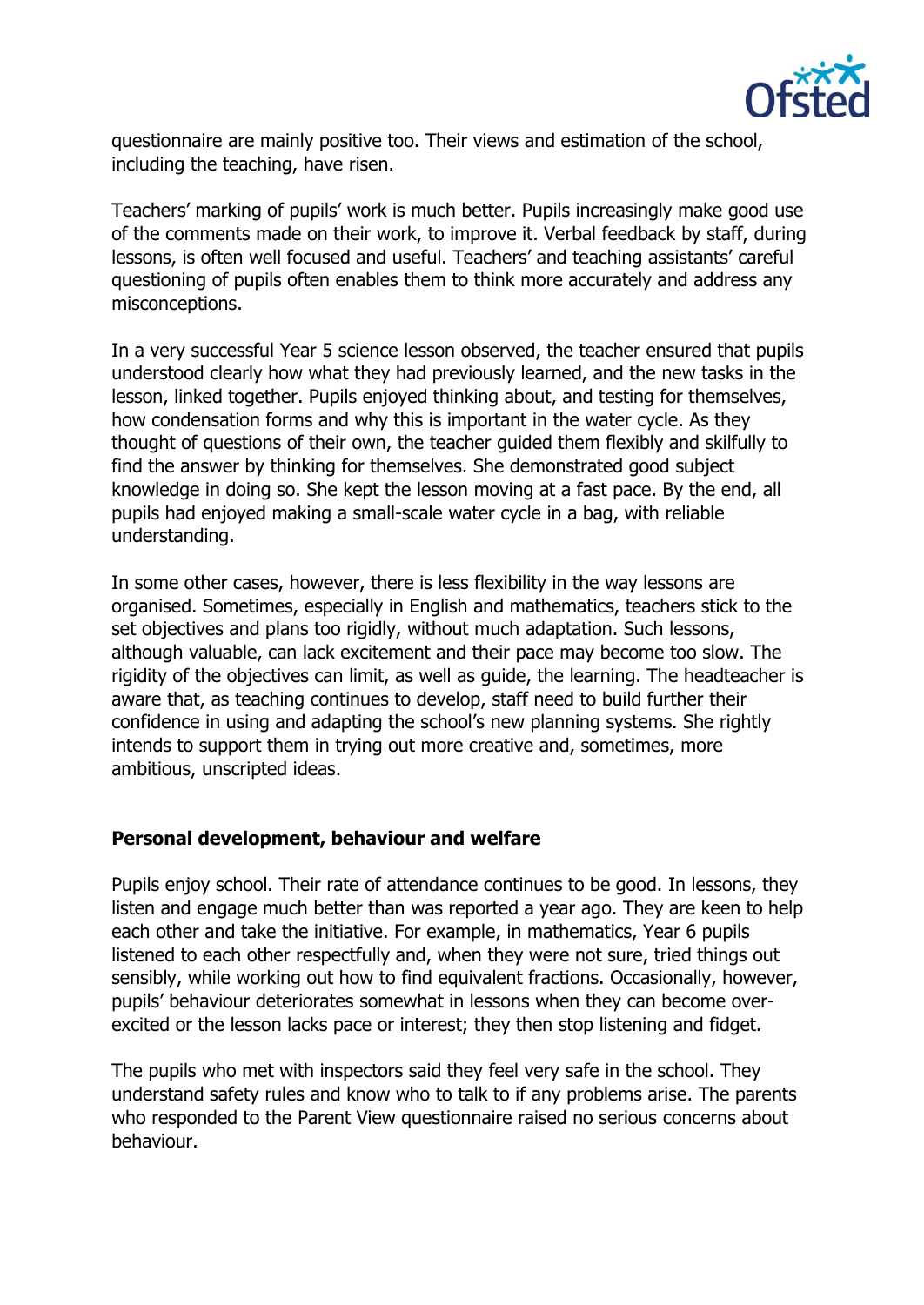questionnaire are mainly positive too. Their views and estimation of the school, including the teaching, have risen.

Teachers' marking of pupils' work is much better. Pupils increasingly make good use of the comments made on their work, to improve it. Verbal feedback by staff, during lessons, is often well focused and useful. Teachers' and teaching assistants' careful questioning of pupils often enables them to think more accurately and address any misconceptions.

In a very successful Year 5 science lesson observed, the teacher ensured that pupils understood clearly how what they had previously learned, and the new tasks in the lesson, linked together. Pupils enjoyed thinking about, and testing for themselves, how condensation forms and why this is important in the water cycle. As they thought of questions of their own, the teacher guided them flexibly and skilfully to find the answer by thinking for themselves. She demonstrated good subject knowledge in doing so. She kept the lesson moving at a fast pace. By the end, all pupils had enjoyed making a small-scale water cycle in a bag, with reliable understanding.

In some other cases, however, there is less flexibility in the way lessons are organised. Sometimes, especially in English and mathematics, teachers stick to the set objectives and plans too rigidly, without much adaptation. Such lessons, although valuable, can lack excitement and their pace may become too slow. The rigidity of the objectives can limit, as well as guide, the learning. The headteacher is aware that, as teaching continues to develop, staff need to build further their confidence in using and adapting the school's new planning systems. She rightly intends to support them in trying out more creative and, sometimes, more ambitious, unscripted ideas.

## Personal development, behaviour and welfare

Pupils enjoy school. Their rate of attendance continues to be good. In lessons, they listen and engage much better than was reported a year ago. They are keen to help each other and take the initiative. For example, in mathematics, Year 6 pupils listened to each other respectfully and, when they were not sure, tried things out sensibly, while working out how to find equivalent fractions. Occasionally, however, pupils' behaviour deteriorates somewhat in lessons when they can become over-excited or the lesson lacks pace or interest; they then stop listening and fidget.

The pupils who met with inspectors said they feel very safe in the school. They understand safety rules and know who to talk to if any problems arise. The parents who responded to the Parent View questionnaire raised no serious concerns about behaviour.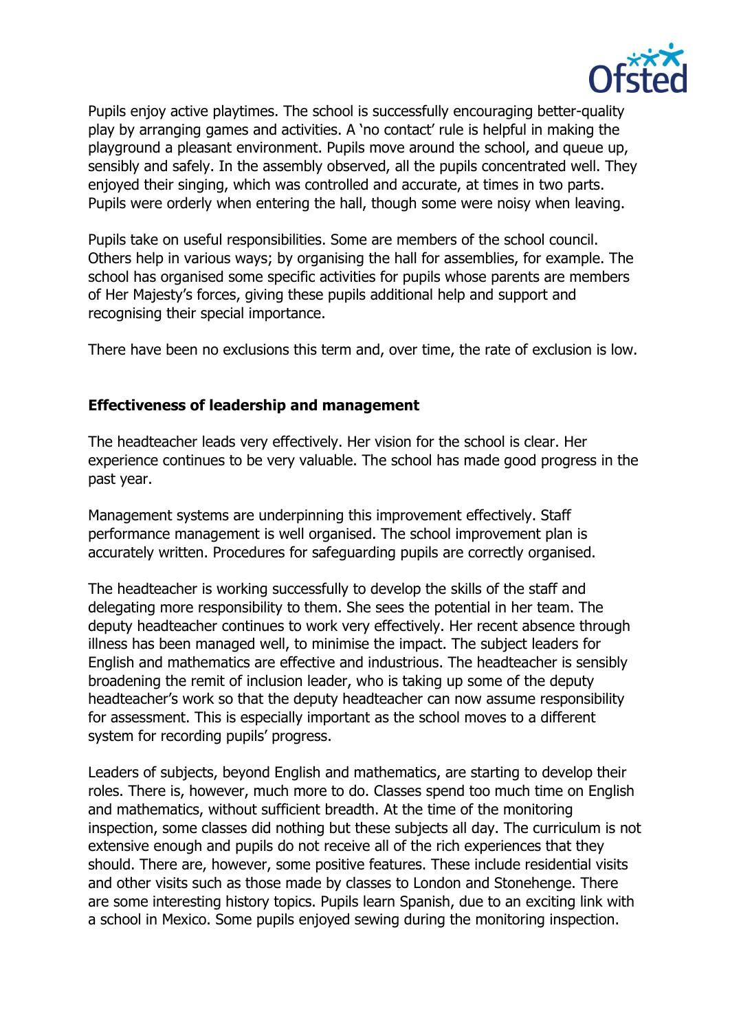Pupils enjoy active playtimes. The school is successfully encouraging better-quality play by arranging games and activities. A 'no contact' rule is helpful in making the playground a pleasant environment. Pupils move around the school, and queue up, sensibly and safely. In the assembly observed, all the pupils concentrated well. They enjoyed their singing, which was controlled and accurate, at times in two parts. Pupils were orderly when entering the hall, though some were noisy when leaving.

Pupils take on useful responsibilities. Some are members of the school council. Others help in various ways; by organising the hall for assemblies, for example. The school has organised some specific activities for pupils whose parents are members of Her Majesty's forces, giving these pupils additional help and support and recognising their special importance.

There have been no exclusions this term and, over time, the rate of exclusion is low.

**Effectiveness of leadership and management**

The headteacher leads very effectively. Her vision for the school is clear. Her experience continues to be very valuable. The school has made good progress in the past year.

Management systems are underpinning this improvement effectively. Staff performance management is well organised. The school improvement plan is accurately written. Procedures for safeguarding pupils are correctly organised.

The headteacher is working successfully to develop the skills of the staff and delegating more responsibility to them. She sees the potential in her team. The deputy headteacher continues to work very effectively. Her recent absence through illness has been managed well, to minimise the impact. The subject leaders for English and mathematics are effective and industrious. The headteacher is sensibly broadening the remit of inclusion leader, who is taking up some of the deputy headteacher's work so that the deputy headteacher can now assume responsibility for assessment. This is especially important as the school moves to a different system for recording pupils' progress.

Leaders of subjects, beyond English and mathematics, are starting to develop their roles. There is, however, much more to do. Classes spend too much time on English and mathematics, without sufficient breadth. At the time of the monitoring inspection, some classes did nothing but these subjects all day. The curriculum is not extensive enough and pupils do not receive all of the rich experiences that they should. There are, however, some positive features. These include residential visits and other visits such as those made by classes to London and Stonehenge. There are some interesting history topics. Pupils learn Spanish, due to an exciting link with a school in Mexico. Some pupils enjoyed sewing during the monitoring inspection.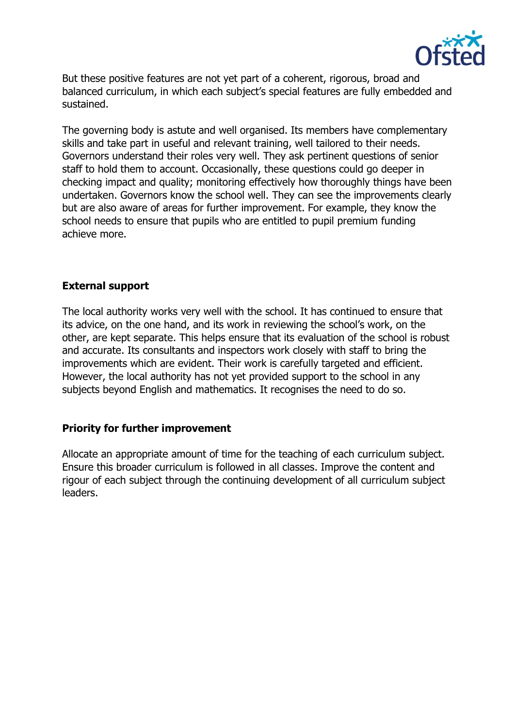But these positive features are not yet part of a coherent, rigorous, broad and balanced curriculum, in which each subject's special features are fully embedded and sustained.

The governing body is astute and well organised. Its members have complementary skills and take part in useful and relevant training, well tailored to their needs. Governors understand their roles very well. They ask pertinent questions of senior staff to hold them to account. Occasionally, these questions could go deeper in checking impact and quality; monitoring effectively how thoroughly things have been undertaken. Governors know the school well. They can see the improvements clearly but are also aware of areas for further improvement. For example, they know the school needs to ensure that pupils who are entitled to pupil premium funding achieve more.

## External support

The local authority works very well with the school. It has continued to ensure that its advice, on the one hand, and its work in reviewing the school's work, on the other, are kept separate. This helps ensure that its evaluation of the school is robust and accurate. Its consultants and inspectors work closely with staff to bring the improvements which are evident. Their work is carefully targeted and efficient. However, the local authority has not yet provided support to the school in any subjects beyond English and mathematics. It recognises the need to do so.

## Priority for further improvement

Allocate an appropriate amount of time for the teaching of each curriculum subject. Ensure this broader curriculum is followed in all classes. Improve the content and rigour of each subject through the continuing development of all curriculum subject leaders.